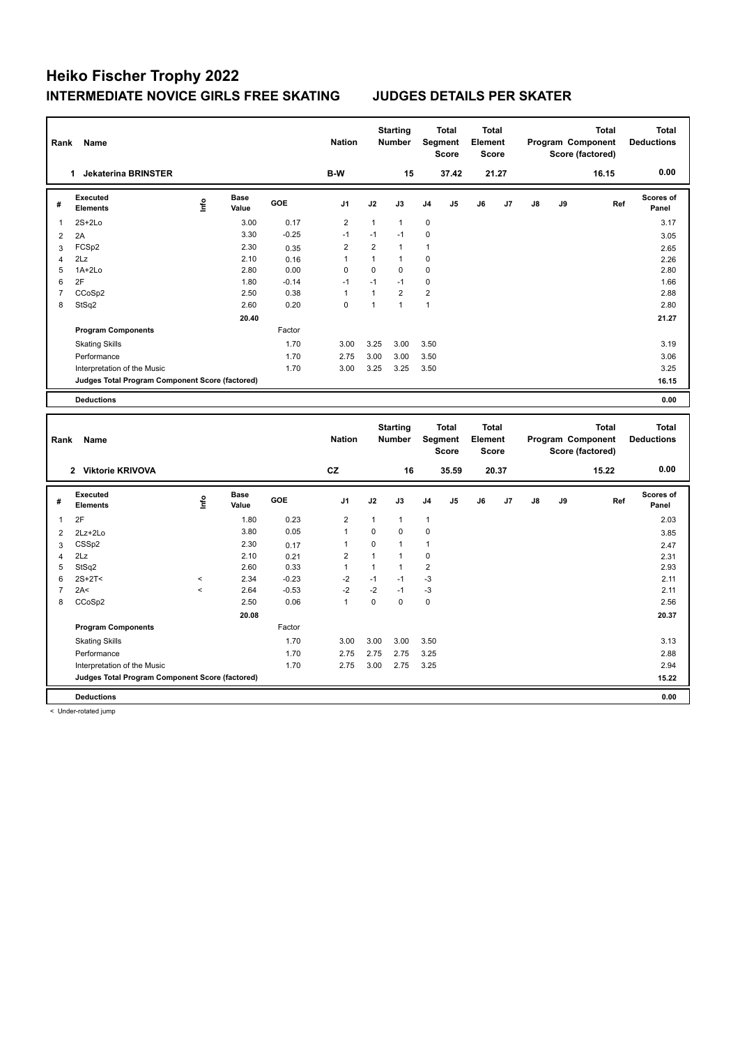# Heiko Fischer Trophy 2022

## INTERMEDIATE NOVICE GIRLS FREE SKATING JUDGES DETAILS PER SKATER

| Rank | Name | Nation | Starting Number | Total Segment Score | Total Element Score | Total Program Component Score (factored) | Total Deductions |
|---|---|---|---|---|---|---|---|
| 1 | Jekaterina BRINSTER | B-W | 15 | 37.42 | 21.27 | 16.15 | 0.00 |

| # | Executed Elements | Info | Base Value | GOE | J1 | J2 | J3 | J4 | J5 | J6 | J7 | J8 | J9 | Ref | Scores of Panel |
|---|---|---|---|---|---|---|---|---|---|---|---|---|---|---|---|
| 1 | 2S+2Lo | | 3.00 | 0.17 | 2 | 1 | 1 | 0 | | | | | | | 3.17 |
| 2 | 2A | | 3.30 | -0.25 | -1 | -1 | -1 | 0 | | | | | | | 3.05 |
| 3 | FCSp2 | | 2.30 | 0.35 | 2 | 2 | 1 | 1 | | | | | | | 2.65 |
| 4 | 2Lz | | 2.10 | 0.16 | 1 | 1 | 1 | 0 | | | | | | | 2.26 |
| 5 | 1A+2Lo | | 2.80 | 0.00 | 0 | 0 | 0 | 0 | | | | | | | 2.80 |
| 6 | 2F | | 1.80 | -0.14 | -1 | -1 | -1 | 0 | | | | | | | 1.66 |
| 7 | CCoSp2 | | 2.50 | 0.38 | 1 | 1 | 2 | 2 | | | | | | | 2.88 |
| 8 | StSq2 | | 2.60 | 0.20 | 0 | 1 | 1 | 1 | | | | | | | 2.80 |
| | | | 20.40 | | | | | | | | | | | | 21.27 |
| | **Program Components** | | | Factor | | | | | | | | | | | |
| | Skating Skills | | | 1.70 | 3.00 | 3.25 | 3.00 | 3.50 | | | | | | | 3.19 |
| | Performance | | | 1.70 | 2.75 | 3.00 | 3.00 | 3.50 | | | | | | | 3.06 |
| | Interpretation of the Music | | | 1.70 | 3.00 | 3.25 | 3.25 | 3.50 | | | | | | | 3.25 |
| | **Judges Total Program Component Score (factored)** | | | | | | | | | | | | | | 16.15 |
| | **Deductions** | | | | | | | | | | | | | | 0.00 |

| Rank | Name | Nation | Starting Number | Total Segment Score | Total Element Score | Total Program Component Score (factored) | Total Deductions |
|---|---|---|---|---|---|---|---|
| 2 | Viktorie KRIVOVA | CZ | 16 | 35.59 | 20.37 | 15.22 | 0.00 |

| # | Executed Elements | Info | Base Value | GOE | J1 | J2 | J3 | J4 | J5 | J6 | J7 | J8 | J9 | Ref | Scores of Panel |
|---|---|---|---|---|---|---|---|---|---|---|---|---|---|---|---|
| 1 | 2F | | 1.80 | 0.23 | 2 | 1 | 1 | 1 | | | | | | | 2.03 |
| 2 | 2Lz+2Lo | | 3.80 | 0.05 | 1 | 0 | 0 | 0 | | | | | | | 3.85 |
| 3 | CSSp2 | | 2.30 | 0.17 | 1 | 0 | 1 | 1 | | | | | | | 2.47 |
| 4 | 2Lz | | 2.10 | 0.21 | 2 | 1 | 1 | 0 | | | | | | | 2.31 |
| 5 | StSq2 | | 2.60 | 0.33 | 1 | 1 | 1 | 2 | | | | | | | 2.93 |
| 6 | 2S+2T< | < | 2.34 | -0.23 | -2 | -1 | -1 | -3 | | | | | | | 2.11 |
| 7 | 2A< | < | 2.64 | -0.53 | -2 | -2 | -1 | -3 | | | | | | | 2.11 |
| 8 | CCoSp2 | | 2.50 | 0.06 | 1 | 0 | 0 | 0 | | | | | | | 2.56 |
| | | | 20.08 | | | | | | | | | | | | 20.37 |
| | **Program Components** | | | Factor | | | | | | | | | | | |
| | Skating Skills | | | 1.70 | 3.00 | 3.00 | 3.00 | 3.50 | | | | | | | 3.13 |
| | Performance | | | 1.70 | 2.75 | 2.75 | 2.75 | 3.25 | | | | | | | 2.88 |
| | Interpretation of the Music | | | 1.70 | 2.75 | 3.00 | 2.75 | 3.25 | | | | | | | 2.94 |
| | **Judges Total Program Component Score (factored)** | | | | | | | | | | | | | | 15.22 |
| | **Deductions** | | | | | | | | | | | | | | 0.00 |

< Under-rotated jump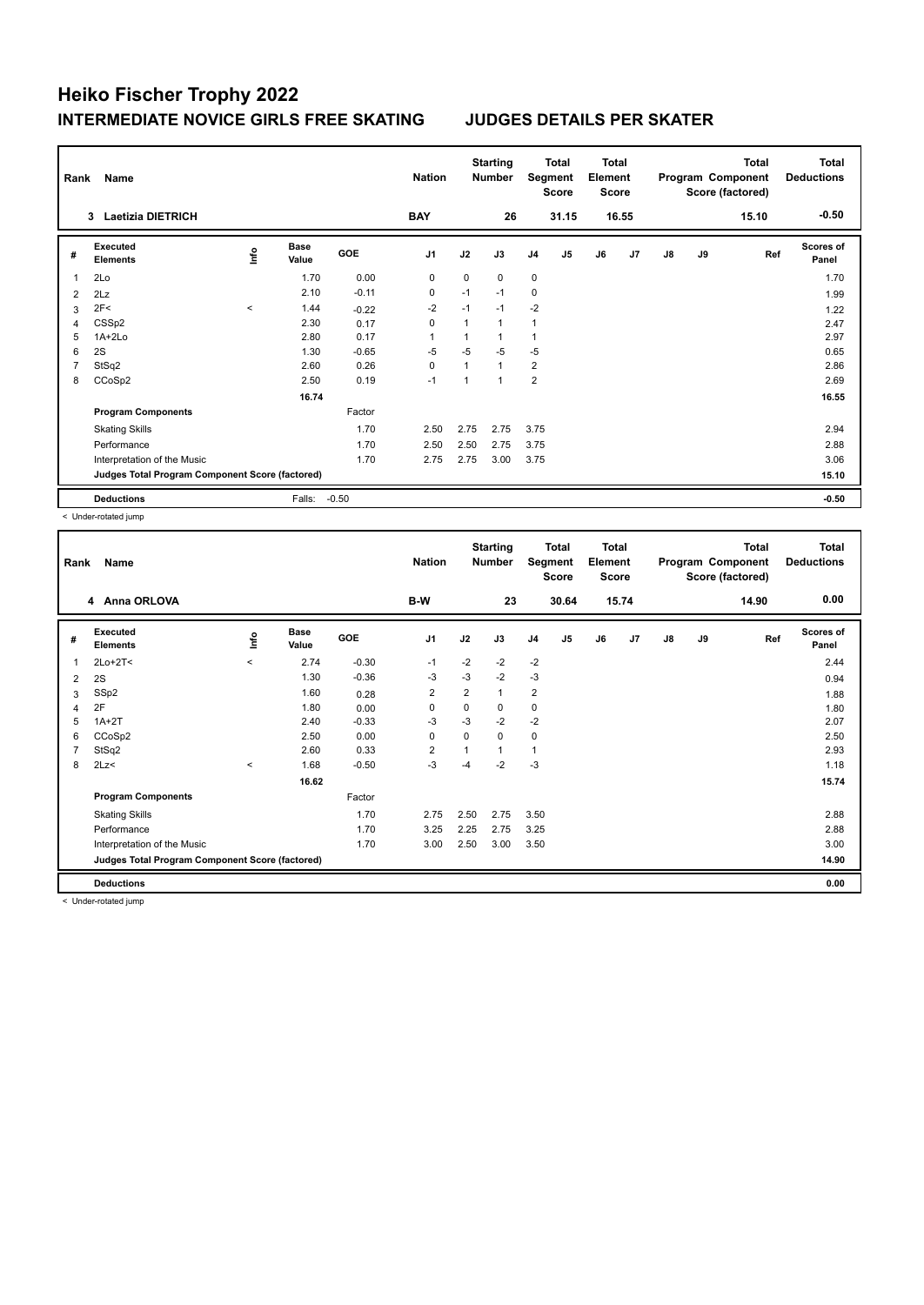# Heiko Fischer Trophy 2022

## INTERMEDIATE NOVICE GIRLS FREE SKATING    JUDGES DETAILS PER SKATER

| Rank | Name | Nation | Starting Number | Total Segment Score | Total Element Score | Total Program Component Score (factored) | Total Deductions |
|---|---|---|---|---|---|---|---|
| 3 | Laetizia DIETRICH | BAY | 26 | 31.15 | 16.55 | 15.10 | -0.50 |

| # | Executed Elements | Info | Base Value | GOE | J1 | J2 | J3 | J4 | J5 | J6 | J7 | J8 | J9 | Ref | Scores of Panel |
|---|---|---|---|---|---|---|---|---|---|---|---|---|---|---|---|
| 1 | 2Lo | | 1.70 | 0.00 | 0 | 0 | 0 | 0 | | | | | | | 1.70 |
| 2 | 2Lz | | 2.10 | -0.11 | 0 | -1 | -1 | 0 | | | | | | | 1.99 |
| 3 | 2F< | < | 1.44 | -0.22 | -2 | -1 | -1 | -2 | | | | | | | 1.22 |
| 4 | CSSp2 | | 2.30 | 0.17 | 0 | 1 | 1 | 1 | | | | | | | 2.47 |
| 5 | 1A+2Lo | | 2.80 | 0.17 | 1 | 1 | 1 | 1 | | | | | | | 2.97 |
| 6 | 2S | | 1.30 | -0.65 | -5 | -5 | -5 | -5 | | | | | | | 0.65 |
| 7 | StSq2 | | 2.60 | 0.26 | 0 | 1 | 1 | 2 | | | | | | | 2.86 |
| 8 | CCoSp2 | | 2.50 | 0.19 | -1 | 1 | 1 | 2 | | | | | | | 2.69 |
| | | | 16.74 | | | | | | | | | | | | 16.55 |
| | **Program Components** | | | Factor | | | | | | | | | | | |
| | Skating Skills | | | 1.70 | 2.50 | 2.75 | 2.75 | 3.75 | | | | | | | 2.94 |
| | Performance | | | 1.70 | 2.50 | 2.50 | 2.75 | 3.75 | | | | | | | 2.88 |
| | Interpretation of the Music | | | 1.70 | 2.75 | 2.75 | 3.00 | 3.75 | | | | | | | 3.06 |
| | **Judges Total Program Component Score (factored)** | | | | | | | | | | | | | | 15.10 |
| | **Deductions** | | Falls: | -0.50 | | | | | | | | | | | -0.50 |

< Under-rotated jump

| Rank | Name | Nation | Starting Number | Total Segment Score | Total Element Score | Total Program Component Score (factored) | Total Deductions |
|---|---|---|---|---|---|---|---|
| 4 | Anna ORLOVA | B-W | 23 | 30.64 | 15.74 | 14.90 | 0.00 |

| # | Executed Elements | Info | Base Value | GOE | J1 | J2 | J3 | J4 | J5 | J6 | J7 | J8 | J9 | Ref | Scores of Panel |
|---|---|---|---|---|---|---|---|---|---|---|---|---|---|---|---|
| 1 | 2Lo+2T< | < | 2.74 | -0.30 | -1 | -2 | -2 | -2 | | | | | | | 2.44 |
| 2 | 2S | | 1.30 | -0.36 | -3 | -3 | -2 | -3 | | | | | | | 0.94 |
| 3 | SSp2 | | 1.60 | 0.28 | 2 | 2 | 1 | 2 | | | | | | | 1.88 |
| 4 | 2F | | 1.80 | 0.00 | 0 | 0 | 0 | 0 | | | | | | | 1.80 |
| 5 | 1A+2T | | 2.40 | -0.33 | -3 | -3 | -2 | -2 | | | | | | | 2.07 |
| 6 | CCoSp2 | | 2.50 | 0.00 | 0 | 0 | 0 | 0 | | | | | | | 2.50 |
| 7 | StSq2 | | 2.60 | 0.33 | 2 | 1 | 1 | 1 | | | | | | | 2.93 |
| 8 | 2Lz< | < | 1.68 | -0.50 | -3 | -4 | -2 | -3 | | | | | | | 1.18 |
| | | | 16.62 | | | | | | | | | | | | 15.74 |
| | **Program Components** | | | Factor | | | | | | | | | | | |
| | Skating Skills | | | 1.70 | 2.75 | 2.50 | 2.75 | 3.50 | | | | | | | 2.88 |
| | Performance | | | 1.70 | 3.25 | 2.25 | 2.75 | 3.25 | | | | | | | 2.88 |
| | Interpretation of the Music | | | 1.70 | 3.00 | 2.50 | 3.00 | 3.50 | | | | | | | 3.00 |
| | **Judges Total Program Component Score (factored)** | | | | | | | | | | | | | | 14.90 |
| | **Deductions** | | | | | | | | | | | | | | 0.00 |

< Under-rotated jump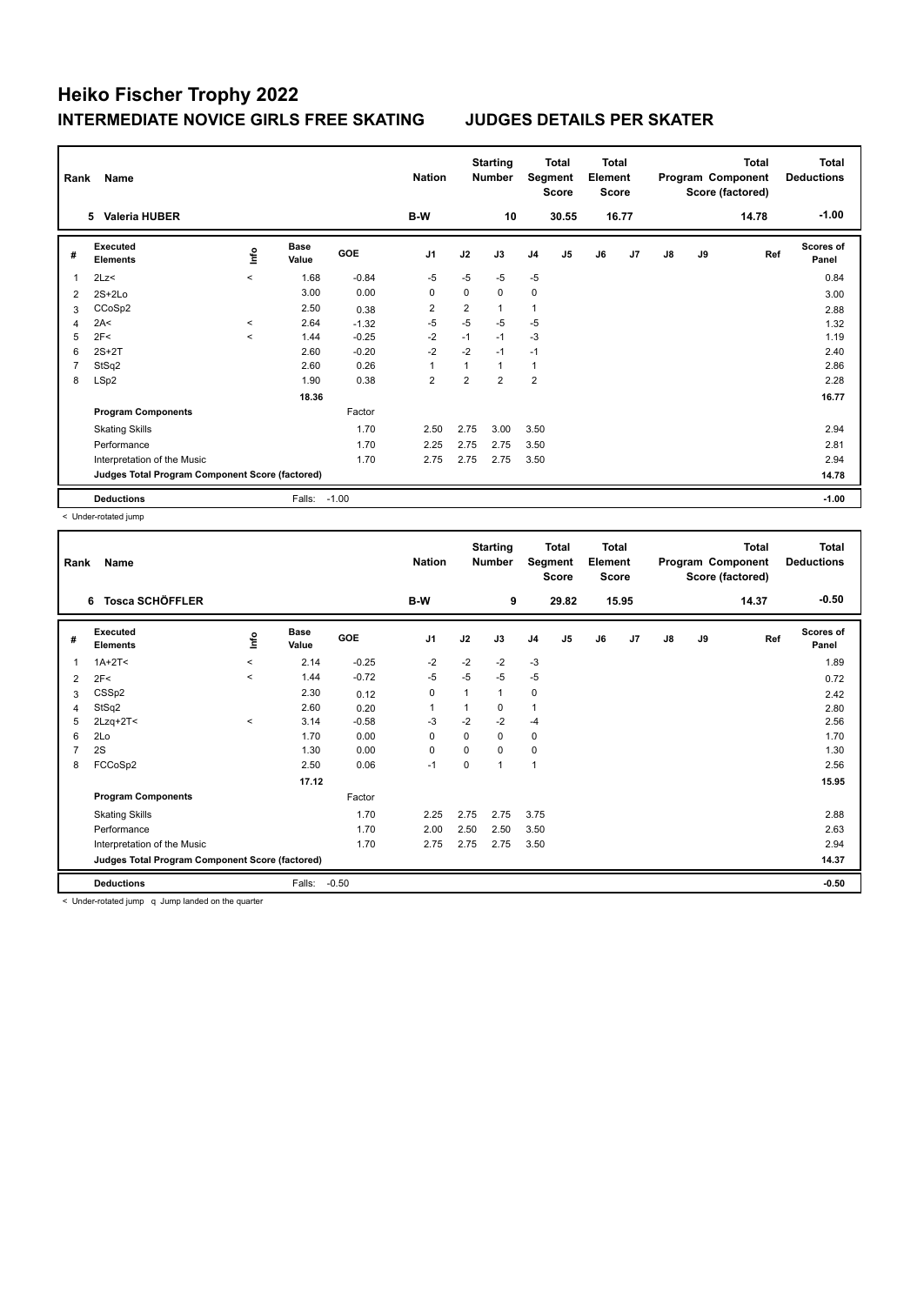# Heiko Fischer Trophy 2022

## INTERMEDIATE NOVICE GIRLS FREE SKATING JUDGES DETAILS PER SKATER

| Rank | Name | Nation | Starting Number | Total Segment Score | Total Element Score | Total Program Component Score (factored) | Total Deductions |
|---|---|---|---|---|---|---|---|
| 5 | Valeria HUBER | B-W | 10 | 30.55 | 16.77 | 14.78 | -1.00 |

| # | Executed Elements | Info | Base Value | GOE | J1 | J2 | J3 | J4 | J5 | J6 | J7 | J8 | J9 | Ref | Scores of Panel |
|---|---|---|---|---|---|---|---|---|---|---|---|---|---|---|---|
| 1 | 2Lz< | < | 1.68 | -0.84 | -5 | -5 | -5 | -5 | | | | | | | 0.84 |
| 2 | 2S+2Lo | | 3.00 | 0.00 | 0 | 0 | 0 | 0 | | | | | | | 3.00 |
| 3 | CCoSp2 | | 2.50 | 0.38 | 2 | 2 | 1 | 1 | | | | | | | 2.88 |
| 4 | 2A< | < | 2.64 | -1.32 | -5 | -5 | -5 | -5 | | | | | | | 1.32 |
| 5 | 2F< | < | 1.44 | -0.25 | -2 | -1 | -1 | -3 | | | | | | | 1.19 |
| 6 | 2S+2T | | 2.60 | -0.20 | -2 | -2 | -1 | -1 | | | | | | | 2.40 |
| 7 | StSq2 | | 2.60 | 0.26 | 1 | 1 | 1 | 1 | | | | | | | 2.86 |
| 8 | LSp2 | | 1.90 | 0.38 | 2 | 2 | 2 | 2 | | | | | | | 2.28 |
| | | | 18.36 | | | | | | | | | | | | 16.77 |
| | **Program Components** | | | Factor | | | | | | | | | | | |
| | Skating Skills | | | 1.70 | 2.50 | 2.75 | 3.00 | 3.50 | | | | | | | 2.94 |
| | Performance | | | 1.70 | 2.25 | 2.75 | 2.75 | 3.50 | | | | | | | 2.81 |
| | Interpretation of the Music | | | 1.70 | 2.75 | 2.75 | 2.75 | 3.50 | | | | | | | 2.94 |
| | **Judges Total Program Component Score (factored)** | | | | | | | | | | | | | | 14.78 |
| | **Deductions** | | Falls: | -1.00 | | | | | | | | | | | -1.00 |

< Under-rotated jump

| Rank | Name | Nation | Starting Number | Total Segment Score | Total Element Score | Total Program Component Score (factored) | Total Deductions |
|---|---|---|---|---|---|---|---|
| 6 | Tosca SCHÖFFLER | B-W | 9 | 29.82 | 15.95 | 14.37 | -0.50 |

| # | Executed Elements | Info | Base Value | GOE | J1 | J2 | J3 | J4 | J5 | J6 | J7 | J8 | J9 | Ref | Scores of Panel |
|---|---|---|---|---|---|---|---|---|---|---|---|---|---|---|---|
| 1 | 1A+2T< | < | 2.14 | -0.25 | -2 | -2 | -2 | -3 | | | | | | | 1.89 |
| 2 | 2F< | < | 1.44 | -0.72 | -5 | -5 | -5 | -5 | | | | | | | 0.72 |
| 3 | CSSp2 | | 2.30 | 0.12 | 0 | 1 | 1 | 0 | | | | | | | 2.42 |
| 4 | StSq2 | | 2.60 | 0.20 | 1 | 1 | 0 | 1 | | | | | | | 2.80 |
| 5 | 2Lzq+2T< | < | 3.14 | -0.58 | -3 | -2 | -2 | -4 | | | | | | | 2.56 |
| 6 | 2Lo | | 1.70 | 0.00 | 0 | 0 | 0 | 0 | | | | | | | 1.70 |
| 7 | 2S | | 1.30 | 0.00 | 0 | 0 | 0 | 0 | | | | | | | 1.30 |
| 8 | FCCoSp2 | | 2.50 | 0.06 | -1 | 0 | 1 | 1 | | | | | | | 2.56 |
| | | | 17.12 | | | | | | | | | | | | 15.95 |
| | **Program Components** | | | Factor | | | | | | | | | | | |
| | Skating Skills | | | 1.70 | 2.25 | 2.75 | 2.75 | 3.75 | | | | | | | 2.88 |
| | Performance | | | 1.70 | 2.00 | 2.50 | 2.50 | 3.50 | | | | | | | 2.63 |
| | Interpretation of the Music | | | 1.70 | 2.75 | 2.75 | 2.75 | 3.50 | | | | | | | 2.94 |
| | **Judges Total Program Component Score (factored)** | | | | | | | | | | | | | | 14.37 |
| | **Deductions** | | Falls: | -0.50 | | | | | | | | | | | -0.50 |

< Under-rotated jump q Jump landed on the quarter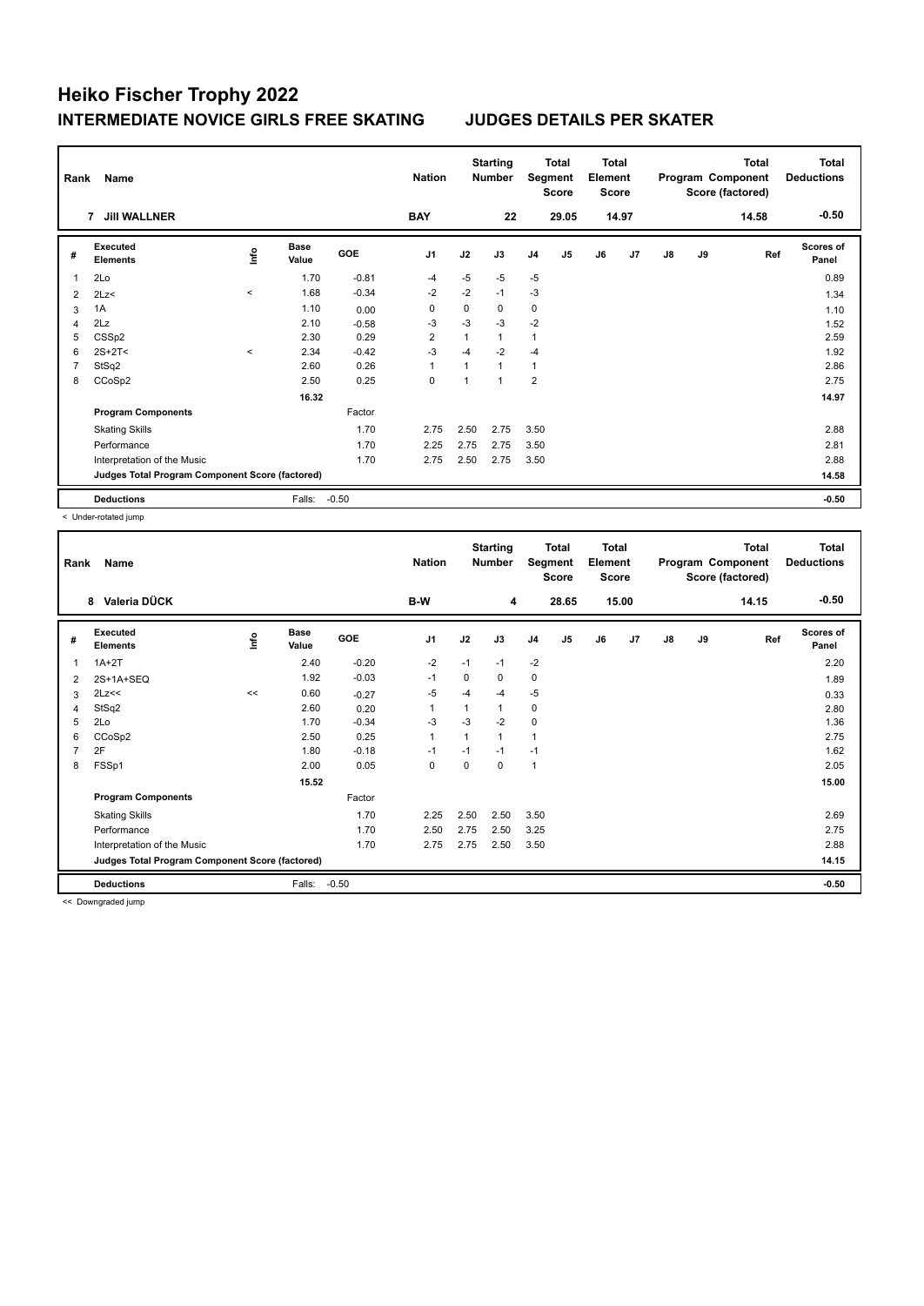# Heiko Fischer Trophy 2022

## INTERMEDIATE NOVICE GIRLS FREE SKATING JUDGES DETAILS PER SKATER

| Rank | Name | Nation | Starting Number | Total Segment Score | Total Element Score | Total Program Component Score (factored) | Total Deductions |
|---|---|---|---|---|---|---|---|
| 7 | Jill WALLNER | BAY | 22 | 29.05 | 14.97 | 14.58 | -0.50 |

| # | Executed Elements | Info | Base Value | GOE | J1 | J2 | J3 | J4 | J5 | J6 | J7 | J8 | J9 | Ref | Scores of Panel |
|---|---|---|---|---|---|---|---|---|---|---|---|---|---|---|---|
| 1 | 2Lo | | 1.70 | -0.81 | -4 | -5 | -5 | -5 | | | | | | | 0.89 |
| 2 | 2Lz< | < | 1.68 | -0.34 | -2 | -2 | -1 | -3 | | | | | | | 1.34 |
| 3 | 1A | | 1.10 | 0.00 | 0 | 0 | 0 | 0 | | | | | | | 1.10 |
| 4 | 2Lz | | 2.10 | -0.58 | -3 | -3 | -3 | -2 | | | | | | | 1.52 |
| 5 | CSSp2 | | 2.30 | 0.29 | 2 | 1 | 1 | 1 | | | | | | | 2.59 |
| 6 | 2S+2T< | < | 2.34 | -0.42 | -3 | -4 | -2 | -4 | | | | | | | 1.92 |
| 7 | StSq2 | | 2.60 | 0.26 | 1 | 1 | 1 | 1 | | | | | | | 2.86 |
| 8 | CCoSp2 | | 2.50 | 0.25 | 0 | 1 | 1 | 2 | | | | | | | 2.75 |
| | | | 16.32 | | | | | | | | | | | | 14.97 |
| | **Program Components** | | | Factor | | | | | | | | | | | |
| | Skating Skills | | | 1.70 | 2.75 | 2.50 | 2.75 | 3.50 | | | | | | | 2.88 |
| | Performance | | | 1.70 | 2.25 | 2.75 | 2.75 | 3.50 | | | | | | | 2.81 |
| | Interpretation of the Music | | | 1.70 | 2.75 | 2.50 | 2.75 | 3.50 | | | | | | | 2.88 |
| | **Judges Total Program Component Score (factored)** | | | | | | | | | | | | | | 14.58 |
| | **Deductions** | | Falls: | -0.50 | | | | | | | | | | | -0.50 |

< Under-rotated jump

| Rank | Name | Nation | Starting Number | Total Segment Score | Total Element Score | Total Program Component Score (factored) | Total Deductions |
|---|---|---|---|---|---|---|---|
| 8 | Valeria DÜCK | B-W | 4 | 28.65 | 15.00 | 14.15 | -0.50 |

| # | Executed Elements | Info | Base Value | GOE | J1 | J2 | J3 | J4 | J5 | J6 | J7 | J8 | J9 | Ref | Scores of Panel |
|---|---|---|---|---|---|---|---|---|---|---|---|---|---|---|---|
| 1 | 1A+2T | | 2.40 | -0.20 | -2 | -1 | -1 | -2 | | | | | | | 2.20 |
| 2 | 2S+1A+SEQ | | 1.92 | -0.03 | -1 | 0 | 0 | 0 | | | | | | | 1.89 |
| 3 | 2Lz<< | << | 0.60 | -0.27 | -5 | -4 | -4 | -5 | | | | | | | 0.33 |
| 4 | StSq2 | | 2.60 | 0.20 | 1 | 1 | 1 | 0 | | | | | | | 2.80 |
| 5 | 2Lo | | 1.70 | -0.34 | -3 | -3 | -2 | 0 | | | | | | | 1.36 |
| 6 | CCoSp2 | | 2.50 | 0.25 | 1 | 1 | 1 | 1 | | | | | | | 2.75 |
| 7 | 2F | | 1.80 | -0.18 | -1 | -1 | -1 | -1 | | | | | | | 1.62 |
| 8 | FSSp1 | | 2.00 | 0.05 | 0 | 0 | 0 | 1 | | | | | | | 2.05 |
| | | | 15.52 | | | | | | | | | | | | 15.00 |
| | **Program Components** | | | Factor | | | | | | | | | | | |
| | Skating Skills | | | 1.70 | 2.25 | 2.50 | 2.50 | 3.50 | | | | | | | 2.69 |
| | Performance | | | 1.70 | 2.50 | 2.75 | 2.50 | 3.25 | | | | | | | 2.75 |
| | Interpretation of the Music | | | 1.70 | 2.75 | 2.75 | 2.50 | 3.50 | | | | | | | 2.88 |
| | **Judges Total Program Component Score (factored)** | | | | | | | | | | | | | | 14.15 |
| | **Deductions** | | Falls: | -0.50 | | | | | | | | | | | -0.50 |

<< Downgraded jump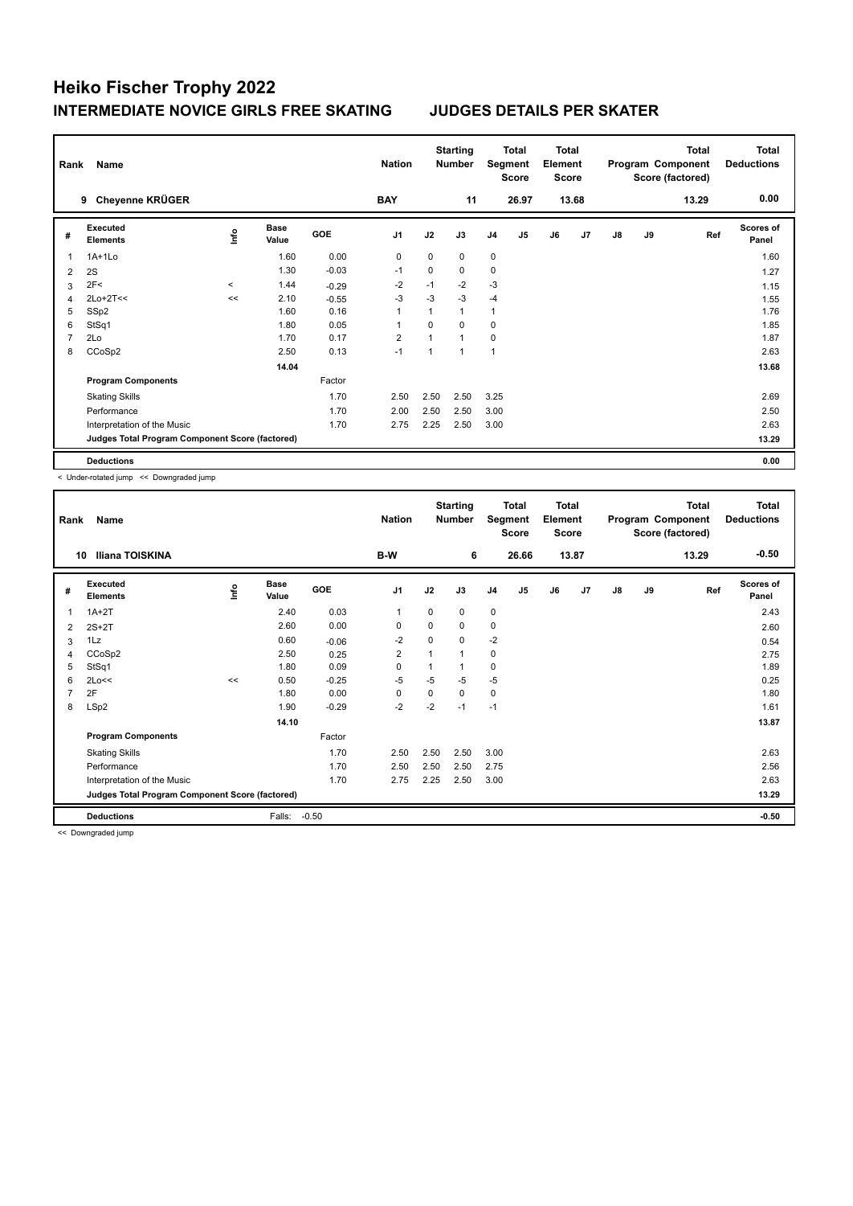# Heiko Fischer Trophy 2022

## INTERMEDIATE NOVICE GIRLS FREE SKATING — JUDGES DETAILS PER SKATER

| Rank | Name | Nation | Starting Number | Total Segment Score | Total Element Score | Total Program Component Score (factored) | Total Deductions |
|---|---|---|---|---|---|---|---|
| 9 | Cheyenne KRÜGER | BAY | 11 | 26.97 | 13.68 | 13.29 | 0.00 |

| # | Executed Elements | Info | Base Value | GOE | J1 | J2 | J3 | J4 | J5 | J6 | J7 | J8 | J9 | Ref | Scores of Panel |
|---|---|---|---|---|---|---|---|---|---|---|---|---|---|---|---|
| 1 | 1A+1Lo | | 1.60 | 0.00 | 0 | 0 | 0 | 0 | | | | | | | 1.60 |
| 2 | 2S | | 1.30 | -0.03 | -1 | 0 | 0 | 0 | | | | | | | 1.27 |
| 3 | 2F< | < | 1.44 | -0.29 | -2 | -1 | -2 | -3 | | | | | | | 1.15 |
| 4 | 2Lo+2T<< | << | 2.10 | -0.55 | -3 | -3 | -3 | -4 | | | | | | | 1.55 |
| 5 | SSp2 | | 1.60 | 0.16 | 1 | 1 | 1 | 1 | | | | | | | 1.76 |
| 6 | StSq1 | | 1.80 | 0.05 | 1 | 0 | 0 | 0 | | | | | | | 1.85 |
| 7 | 2Lo | | 1.70 | 0.17 | 2 | 1 | 1 | 0 | | | | | | | 1.87 |
| 8 | CCoSp2 | | 2.50 | 0.13 | -1 | 1 | 1 | 1 | | | | | | | 2.63 |
| | | | 14.04 | | | | | | | | | | | | 13.68 |
| | **Program Components** | | | Factor | | | | | | | | | | | |
| | Skating Skills | | | 1.70 | 2.50 | 2.50 | 2.50 | 3.25 | | | | | | | 2.69 |
| | Performance | | | 1.70 | 2.00 | 2.50 | 2.50 | 3.00 | | | | | | | 2.50 |
| | Interpretation of the Music | | | 1.70 | 2.75 | 2.25 | 2.50 | 3.00 | | | | | | | 2.63 |
| | **Judges Total Program Component Score (factored)** | | | | | | | | | | | | | | 13.29 |
| | **Deductions** | | | | | | | | | | | | | | 0.00 |

< Under-rotated jump << Downgraded jump

| Rank | Name | Nation | Starting Number | Total Segment Score | Total Element Score | Total Program Component Score (factored) | Total Deductions |
|---|---|---|---|---|---|---|---|
| 10 | Iliana TOISKINA | B-W | 6 | 26.66 | 13.87 | 13.29 | -0.50 |

| # | Executed Elements | Info | Base Value | GOE | J1 | J2 | J3 | J4 | J5 | J6 | J7 | J8 | J9 | Ref | Scores of Panel |
|---|---|---|---|---|---|---|---|---|---|---|---|---|---|---|---|
| 1 | 1A+2T | | 2.40 | 0.03 | 1 | 0 | 0 | 0 | | | | | | | 2.43 |
| 2 | 2S+2T | | 2.60 | 0.00 | 0 | 0 | 0 | 0 | | | | | | | 2.60 |
| 3 | 1Lz | | 0.60 | -0.06 | -2 | 0 | 0 | -2 | | | | | | | 0.54 |
| 4 | CCoSp2 | | 2.50 | 0.25 | 2 | 1 | 1 | 0 | | | | | | | 2.75 |
| 5 | StSq1 | | 1.80 | 0.09 | 0 | 1 | 1 | 0 | | | | | | | 1.89 |
| 6 | 2Lo<< | << | 0.50 | -0.25 | -5 | -5 | -5 | -5 | | | | | | | 0.25 |
| 7 | 2F | | 1.80 | 0.00 | 0 | 0 | 0 | 0 | | | | | | | 1.80 |
| 8 | LSp2 | | 1.90 | -0.29 | -2 | -2 | -1 | -1 | | | | | | | 1.61 |
| | | | 14.10 | | | | | | | | | | | | 13.87 |
| | **Program Components** | | | Factor | | | | | | | | | | | |
| | Skating Skills | | | 1.70 | 2.50 | 2.50 | 2.50 | 3.00 | | | | | | | 2.63 |
| | Performance | | | 1.70 | 2.50 | 2.50 | 2.50 | 2.75 | | | | | | | 2.56 |
| | Interpretation of the Music | | | 1.70 | 2.75 | 2.25 | 2.50 | 3.00 | | | | | | | 2.63 |
| | **Judges Total Program Component Score (factored)** | | | | | | | | | | | | | | 13.29 |
| | **Deductions** | | Falls: | -0.50 | | | | | | | | | | | -0.50 |

<< Downgraded jump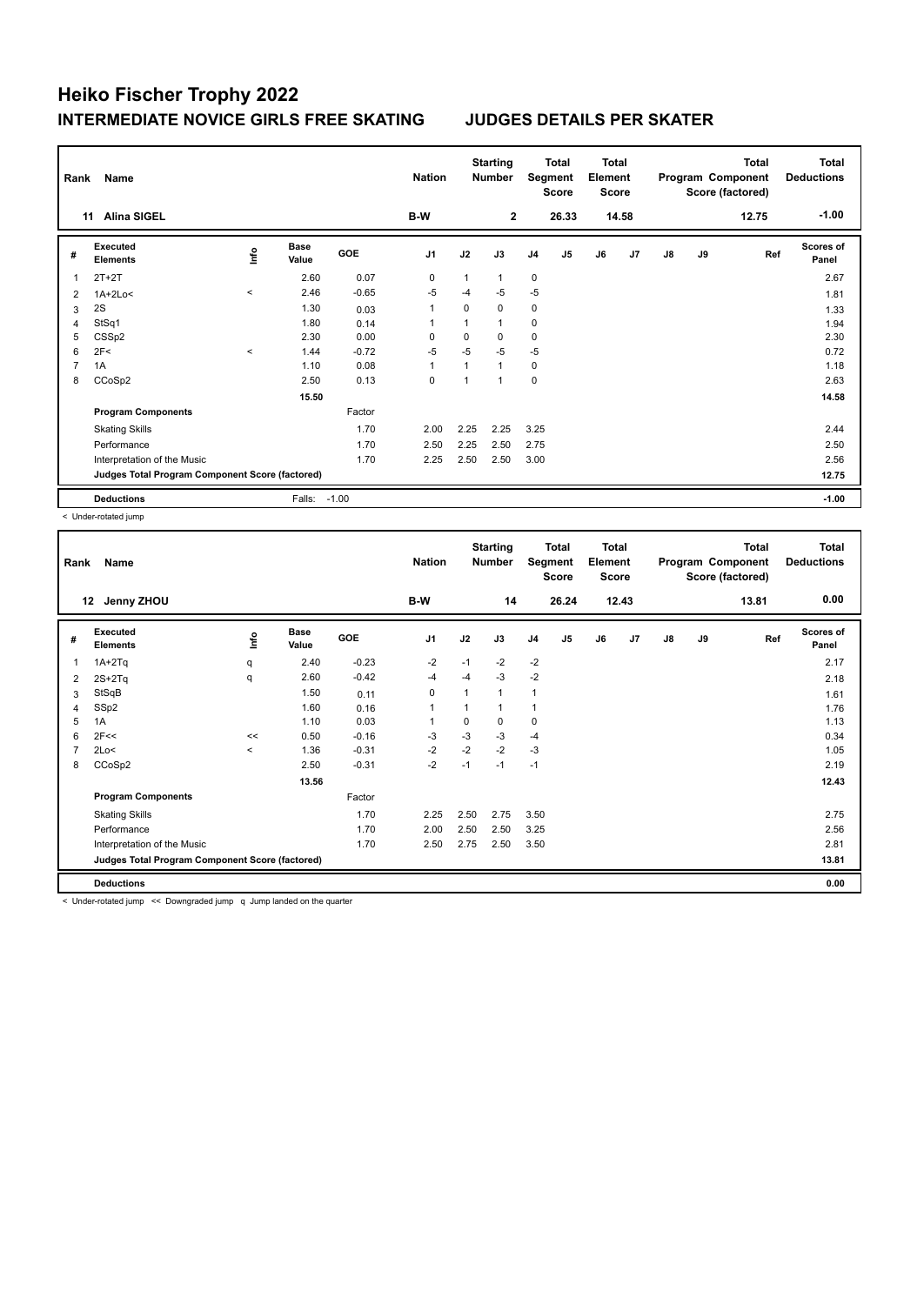# Heiko Fischer Trophy 2022

## INTERMEDIATE NOVICE GIRLS FREE SKATING — JUDGES DETAILS PER SKATER

| Rank | Name | Nation | Starting Number | Total Segment Score | Total Element Score | Total Program Component Score (factored) | Total Deductions |
|---|---|---|---|---|---|---|---|
| 11 | Alina SIGEL | B-W | 2 | 26.33 | 14.58 | 12.75 | -1.00 |

| # | Executed Elements | Info | Base Value | GOE | J1 | J2 | J3 | J4 | J5 | J6 | J7 | J8 | J9 | Ref | Scores of Panel |
|---|---|---|---|---|---|---|---|---|---|---|---|---|---|---|---|
| 1 | 2T+2T | | 2.60 | 0.07 | 0 | 1 | 1 | 0 | | | | | | | 2.67 |
| 2 | 1A+2Lo< | < | 2.46 | -0.65 | -5 | -4 | -5 | -5 | | | | | | | 1.81 |
| 3 | 2S | | 1.30 | 0.03 | 1 | 0 | 0 | 0 | | | | | | | 1.33 |
| 4 | StSq1 | | 1.80 | 0.14 | 1 | 1 | 1 | 0 | | | | | | | 1.94 |
| 5 | CSSp2 | | 2.30 | 0.00 | 0 | 0 | 0 | 0 | | | | | | | 2.30 |
| 6 | 2F< | < | 1.44 | -0.72 | -5 | -5 | -5 | -5 | | | | | | | 0.72 |
| 7 | 1A | | 1.10 | 0.08 | 1 | 1 | 1 | 0 | | | | | | | 1.18 |
| 8 | CCoSp2 | | 2.50 | 0.13 | 0 | 1 | 1 | 0 | | | | | | | 2.63 |
| | | | 15.50 | | | | | | | | | | | | 14.58 |
| | **Program Components** | | | Factor | | | | | | | | | | | |
| | Skating Skills | | | 1.70 | 2.00 | 2.25 | 2.25 | 3.25 | | | | | | | 2.44 |
| | Performance | | | 1.70 | 2.50 | 2.25 | 2.50 | 2.75 | | | | | | | 2.50 |
| | Interpretation of the Music | | | 1.70 | 2.25 | 2.50 | 2.50 | 3.00 | | | | | | | 2.56 |
| | **Judges Total Program Component Score (factored)** | | | | | | | | | | | | | | 12.75 |
| | **Deductions** | | Falls: | -1.00 | | | | | | | | | | | -1.00 |

< Under-rotated jump

| Rank | Name | Nation | Starting Number | Total Segment Score | Total Element Score | Total Program Component Score (factored) | Total Deductions |
|---|---|---|---|---|---|---|---|
| 12 | Jenny ZHOU | B-W | 14 | 26.24 | 12.43 | 13.81 | 0.00 |

| # | Executed Elements | Info | Base Value | GOE | J1 | J2 | J3 | J4 | J5 | J6 | J7 | J8 | J9 | Ref | Scores of Panel |
|---|---|---|---|---|---|---|---|---|---|---|---|---|---|---|---|
| 1 | 1A+2Tq | q | 2.40 | -0.23 | -2 | -1 | -2 | -2 | | | | | | | 2.17 |
| 2 | 2S+2Tq | q | 2.60 | -0.42 | -4 | -4 | -3 | -2 | | | | | | | 2.18 |
| 3 | StSqB | | 1.50 | 0.11 | 0 | 1 | 1 | 1 | | | | | | | 1.61 |
| 4 | SSp2 | | 1.60 | 0.16 | 1 | 1 | 1 | 1 | | | | | | | 1.76 |
| 5 | 1A | | 1.10 | 0.03 | 1 | 0 | 0 | 0 | | | | | | | 1.13 |
| 6 | 2F<< | << | 0.50 | -0.16 | -3 | -3 | -3 | -4 | | | | | | | 0.34 |
| 7 | 2Lo< | < | 1.36 | -0.31 | -2 | -2 | -2 | -3 | | | | | | | 1.05 |
| 8 | CCoSp2 | | 2.50 | -0.31 | -2 | -1 | -1 | -1 | | | | | | | 2.19 |
| | | | 13.56 | | | | | | | | | | | | 12.43 |
| | **Program Components** | | | Factor | | | | | | | | | | | |
| | Skating Skills | | | 1.70 | 2.25 | 2.50 | 2.75 | 3.50 | | | | | | | 2.75 |
| | Performance | | | 1.70 | 2.00 | 2.50 | 2.50 | 3.25 | | | | | | | 2.56 |
| | Interpretation of the Music | | | 1.70 | 2.50 | 2.75 | 2.50 | 3.50 | | | | | | | 2.81 |
| | **Judges Total Program Component Score (factored)** | | | | | | | | | | | | | | 13.81 |
| | **Deductions** | | | | | | | | | | | | | | 0.00 |

< Under-rotated jump << Downgraded jump q Jump landed on the quarter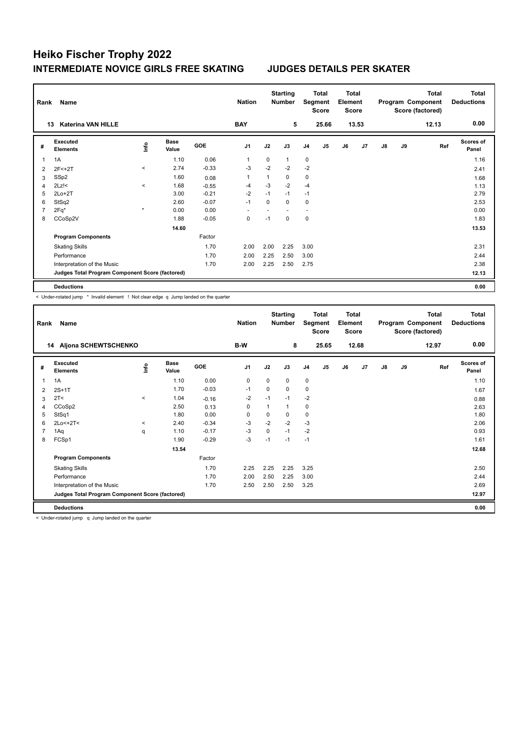# Heiko Fischer Trophy 2022

## INTERMEDIATE NOVICE GIRLS FREE SKATING — JUDGES DETAILS PER SKATER

| Rank | Name | Nation | Starting Number | Total Segment Score | Total Element Score | Total Program Component Score (factored) | Total Deductions |
|---|---|---|---|---|---|---|---|
| 13 | Katerina VAN HILLE | BAY | 5 | 25.66 | 13.53 | 12.13 | 0.00 |

| # | Executed Elements | Info | Base Value | GOE | J1 | J2 | J3 | J4 | J5 | J6 | J7 | J8 | J9 | Ref | Scores of Panel |
|---|---|---|---|---|---|---|---|---|---|---|---|---|---|---|---|
| 1 | 1A | | 1.10 | 0.06 | 1 | 0 | 1 | 0 | | | | | | | 1.16 |
| 2 | 2F<+2T | < | 2.74 | -0.33 | -3 | -2 | -2 | -2 | | | | | | | 2.41 |
| 3 | SSp2 | | 1.60 | 0.08 | 1 | 1 | 0 | 0 | | | | | | | 1.68 |
| 4 | 2Lz!< | < | 1.68 | -0.55 | -4 | -3 | -2 | -4 | | | | | | | 1.13 |
| 5 | 2Lo+2T | | 3.00 | -0.21 | -2 | -1 | -1 | -1 | | | | | | | 2.79 |
| 6 | StSq2 | | 2.60 | -0.07 | -1 | 0 | 0 | 0 | | | | | | | 2.53 |
| 7 | 2Fq* | * | 0.00 | 0.00 | - | - | - | - | | | | | | | 0.00 |
| 8 | CCoSp2V | | 1.88 | -0.05 | 0 | -1 | 0 | 0 | | | | | | | 1.83 |
| | | | 14.60 | | | | | | | | | | | | 13.53 |
| | **Program Components** | | | Factor | | | | | | | | | | | |
| | Skating Skills | | | 1.70 | 2.00 | 2.00 | 2.25 | 3.00 | | | | | | | 2.31 |
| | Performance | | | 1.70 | 2.00 | 2.25 | 2.50 | 3.00 | | | | | | | 2.44 |
| | Interpretation of the Music | | | 1.70 | 2.00 | 2.25 | 2.50 | 2.75 | | | | | | | 2.38 |
| | **Judges Total Program Component Score (factored)** | | | | | | | | | | | | | | 12.13 |
| | **Deductions** | | | | | | | | | | | | | | 0.00 |

< Under-rotated jump * Invalid element ! Not clear edge q Jump landed on the quarter

| Rank | Name | Nation | Starting Number | Total Segment Score | Total Element Score | Total Program Component Score (factored) | Total Deductions |
|---|---|---|---|---|---|---|---|
| 14 | Aljona SCHEWTSCHENKO | B-W | 8 | 25.65 | 12.68 | 12.97 | 0.00 |

| # | Executed Elements | Info | Base Value | GOE | J1 | J2 | J3 | J4 | J5 | J6 | J7 | J8 | J9 | Ref | Scores of Panel |
|---|---|---|---|---|---|---|---|---|---|---|---|---|---|---|---|
| 1 | 1A | | 1.10 | 0.00 | 0 | 0 | 0 | 0 | | | | | | | 1.10 |
| 2 | 2S+1T | | 1.70 | -0.03 | -1 | 0 | 0 | 0 | | | | | | | 1.67 |
| 3 | 2T< | < | 1.04 | -0.16 | -2 | -1 | -1 | -2 | | | | | | | 0.88 |
| 4 | CCoSp2 | | 2.50 | 0.13 | 0 | 1 | 1 | 0 | | | | | | | 2.63 |
| 5 | StSq1 | | 1.80 | 0.00 | 0 | 0 | 0 | 0 | | | | | | | 1.80 |
| 6 | 2Lo<+2T< | < | 2.40 | -0.34 | -3 | -2 | -2 | -3 | | | | | | | 2.06 |
| 7 | 1Aq | q | 1.10 | -0.17 | -3 | 0 | -1 | -2 | | | | | | | 0.93 |
| 8 | FCSp1 | | 1.90 | -0.29 | -3 | -1 | -1 | -1 | | | | | | | 1.61 |
| | | | 13.54 | | | | | | | | | | | | 12.68 |
| | **Program Components** | | | Factor | | | | | | | | | | | |
| | Skating Skills | | | 1.70 | 2.25 | 2.25 | 2.25 | 3.25 | | | | | | | 2.50 |
| | Performance | | | 1.70 | 2.00 | 2.50 | 2.25 | 3.00 | | | | | | | 2.44 |
| | Interpretation of the Music | | | 1.70 | 2.50 | 2.50 | 2.50 | 3.25 | | | | | | | 2.69 |
| | **Judges Total Program Component Score (factored)** | | | | | | | | | | | | | | 12.97 |
| | **Deductions** | | | | | | | | | | | | | | 0.00 |

< Under-rotated jump q Jump landed on the quarter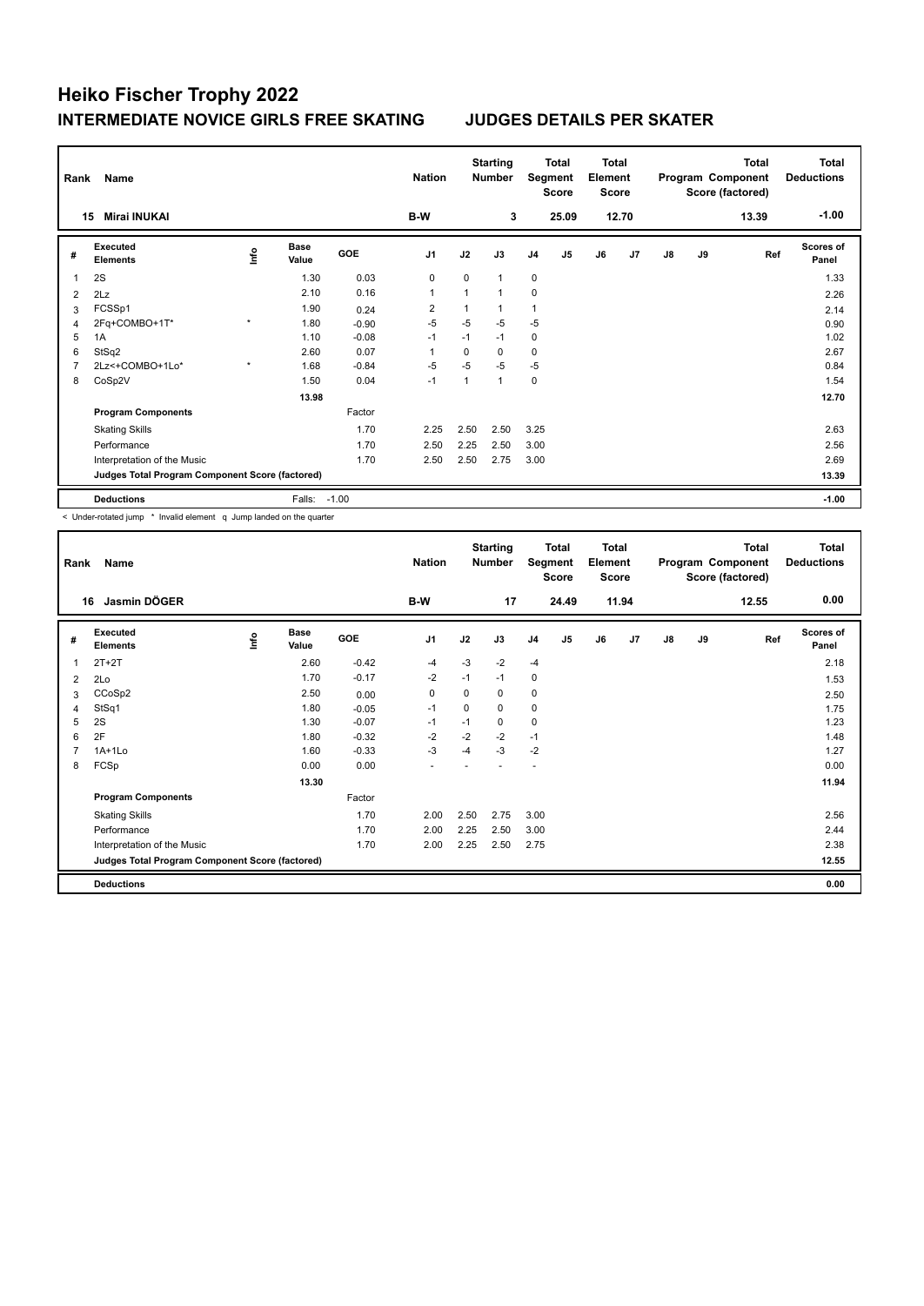# Heiko Fischer Trophy 2022

## INTERMEDIATE NOVICE GIRLS FREE SKATING — JUDGES DETAILS PER SKATER

| Rank | Name | Nation | Starting Number | Total Segment Score | Total Element Score | Total Program Component Score (factored) | Total Deductions |
|---|---|---|---|---|---|---|---|
| 15 | Mirai INUKAI | B-W | 3 | 25.09 | 12.70 | 13.39 | -1.00 |

| # | Executed Elements | Info | Base Value | GOE | J1 | J2 | J3 | J4 | J5 | J6 | J7 | J8 | J9 | Ref | Scores of Panel |
|---|---|---|---|---|---|---|---|---|---|---|---|---|---|---|---|
| 1 | 2S | | 1.30 | 0.03 | 0 | 0 | 1 | 0 | | | | | | | 1.33 |
| 2 | 2Lz | | 2.10 | 0.16 | 1 | 1 | 1 | 0 | | | | | | | 2.26 |
| 3 | FCSSp1 | | 1.90 | 0.24 | 2 | 1 | 1 | 1 | | | | | | | 2.14 |
| 4 | 2Fq+COMBO+1T* | * | 1.80 | -0.90 | -5 | -5 | -5 | -5 | | | | | | | 0.90 |
| 5 | 1A | | 1.10 | -0.08 | -1 | -1 | -1 | 0 | | | | | | | 1.02 |
| 6 | StSq2 | | 2.60 | 0.07 | 1 | 0 | 0 | 0 | | | | | | | 2.67 |
| 7 | 2Lz<+COMBO+1Lo* | * | 1.68 | -0.84 | -5 | -5 | -5 | -5 | | | | | | | 0.84 |
| 8 | CoSp2V | | 1.50 | 0.04 | -1 | 1 | 1 | 0 | | | | | | | 1.54 |
| | | | 13.98 | | | | | | | | | | | | 12.70 |
| | **Program Components** | | | Factor | | | | | | | | | | | |
| | Skating Skills | | | 1.70 | 2.25 | 2.50 | 2.50 | 3.25 | | | | | | | 2.63 |
| | Performance | | | 1.70 | 2.50 | 2.25 | 2.50 | 3.00 | | | | | | | 2.56 |
| | Interpretation of the Music | | | 1.70 | 2.50 | 2.50 | 2.75 | 3.00 | | | | | | | 2.69 |
| | **Judges Total Program Component Score (factored)** | | | | | | | | | | | | | | 13.39 |
| | **Deductions** | | Falls: | -1.00 | | | | | | | | | | | -1.00 |

< Under-rotated jump * Invalid element q Jump landed on the quarter

| Rank | Name | Nation | Starting Number | Total Segment Score | Total Element Score | Total Program Component Score (factored) | Total Deductions |
|---|---|---|---|---|---|---|---|
| 16 | Jasmin DÖGER | B-W | 17 | 24.49 | 11.94 | 12.55 | 0.00 |

| # | Executed Elements | Info | Base Value | GOE | J1 | J2 | J3 | J4 | J5 | J6 | J7 | J8 | J9 | Ref | Scores of Panel |
|---|---|---|---|---|---|---|---|---|---|---|---|---|---|---|---|
| 1 | 2T+2T | | 2.60 | -0.42 | -4 | -3 | -2 | -4 | | | | | | | 2.18 |
| 2 | 2Lo | | 1.70 | -0.17 | -2 | -1 | -1 | 0 | | | | | | | 1.53 |
| 3 | CCoSp2 | | 2.50 | 0.00 | 0 | 0 | 0 | 0 | | | | | | | 2.50 |
| 4 | StSq1 | | 1.80 | -0.05 | -1 | 0 | 0 | 0 | | | | | | | 1.75 |
| 5 | 2S | | 1.30 | -0.07 | -1 | -1 | 0 | 0 | | | | | | | 1.23 |
| 6 | 2F | | 1.80 | -0.32 | -2 | -2 | -2 | -1 | | | | | | | 1.48 |
| 7 | 1A+1Lo | | 1.60 | -0.33 | -3 | -4 | -3 | -2 | | | | | | | 1.27 |
| 8 | FCSp | | 0.00 | 0.00 | - | - | - | - | | | | | | | 0.00 |
| | | | 13.30 | | | | | | | | | | | | 11.94 |
| | **Program Components** | | | Factor | | | | | | | | | | | |
| | Skating Skills | | | 1.70 | 2.00 | 2.50 | 2.75 | 3.00 | | | | | | | 2.56 |
| | Performance | | | 1.70 | 2.00 | 2.25 | 2.50 | 3.00 | | | | | | | 2.44 |
| | Interpretation of the Music | | | 1.70 | 2.00 | 2.25 | 2.50 | 2.75 | | | | | | | 2.38 |
| | **Judges Total Program Component Score (factored)** | | | | | | | | | | | | | | 12.55 |
| | **Deductions** | | | | | | | | | | | | | | 0.00 |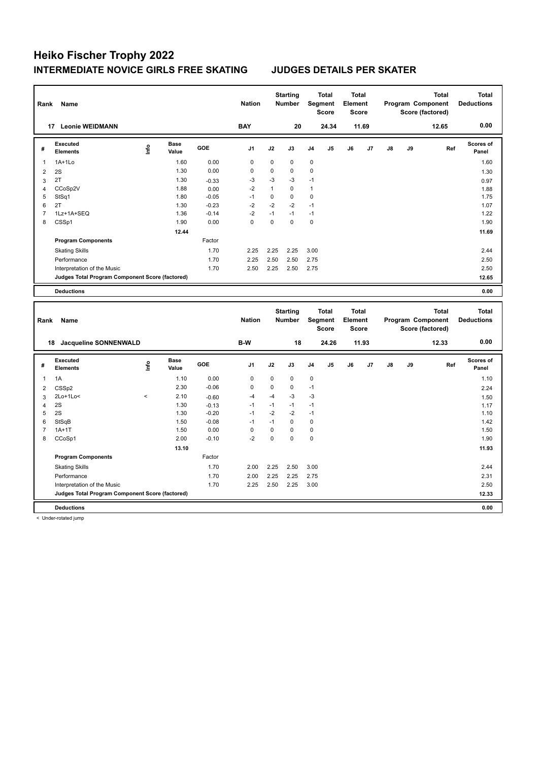# Heiko Fischer Trophy 2022

## INTERMEDIATE NOVICE GIRLS FREE SKATING JUDGES DETAILS PER SKATER

| Rank | Name | Nation | Starting Number | Total Segment Score | Total Element Score | Total Program Component Score (factored) | Total Deductions |
|---|---|---|---|---|---|---|---|
| 17 | Leonie WEIDMANN | BAY | 20 | 24.34 | 11.69 | 12.65 | 0.00 |

| # | Executed Elements | Info | Base Value | GOE | J1 | J2 | J3 | J4 | J5 | J6 | J7 | J8 | J9 | Ref | Scores of Panel |
|---|---|---|---|---|---|---|---|---|---|---|---|---|---|---|---|
| 1 | 1A+1Lo | | 1.60 | 0.00 | 0 | 0 | 0 | 0 | | | | | | | 1.60 |
| 2 | 2S | | 1.30 | 0.00 | 0 | 0 | 0 | 0 | | | | | | | 1.30 |
| 3 | 2T | | 1.30 | -0.33 | -3 | -3 | -3 | -1 | | | | | | | 0.97 |
| 4 | CCoSp2V | | 1.88 | 0.00 | -2 | 1 | 0 | 1 | | | | | | | 1.88 |
| 5 | StSq1 | | 1.80 | -0.05 | -1 | 0 | 0 | 0 | | | | | | | 1.75 |
| 6 | 2T | | 1.30 | -0.23 | -2 | -2 | -2 | -1 | | | | | | | 1.07 |
| 7 | 1Lz+1A+SEQ | | 1.36 | -0.14 | -2 | -1 | -1 | -1 | | | | | | | 1.22 |
| 8 | CSSp1 | | 1.90 | 0.00 | 0 | 0 | 0 | 0 | | | | | | | 1.90 |
| | | | 12.44 | | | | | | | | | | | | 11.69 |
| | **Program Components** | | | Factor | | | | | | | | | | | |
| | Skating Skills | | | 1.70 | 2.25 | 2.25 | 2.25 | 3.00 | | | | | | | 2.44 |
| | Performance | | | 1.70 | 2.25 | 2.50 | 2.50 | 2.75 | | | | | | | 2.50 |
| | Interpretation of the Music | | | 1.70 | 2.50 | 2.25 | 2.50 | 2.75 | | | | | | | 2.50 |
| | **Judges Total Program Component Score (factored)** | | | | | | | | | | | | | | 12.65 |
| | **Deductions** | | | | | | | | | | | | | | 0.00 |

| Rank | Name | Nation | Starting Number | Total Segment Score | Total Element Score | Total Program Component Score (factored) | Total Deductions |
|---|---|---|---|---|---|---|---|
| 18 | Jacqueline SONNENWALD | B-W | 18 | 24.26 | 11.93 | 12.33 | 0.00 |

| # | Executed Elements | Info | Base Value | GOE | J1 | J2 | J3 | J4 | J5 | J6 | J7 | J8 | J9 | Ref | Scores of Panel |
|---|---|---|---|---|---|---|---|---|---|---|---|---|---|---|---|
| 1 | 1A | | 1.10 | 0.00 | 0 | 0 | 0 | 0 | | | | | | | 1.10 |
| 2 | CSSp2 | | 2.30 | -0.06 | 0 | 0 | 0 | -1 | | | | | | | 2.24 |
| 3 | 2Lo+1Lo< | < | 2.10 | -0.60 | -4 | -4 | -3 | -3 | | | | | | | 1.50 |
| 4 | 2S | | 1.30 | -0.13 | -1 | -1 | -1 | -1 | | | | | | | 1.17 |
| 5 | 2S | | 1.30 | -0.20 | -1 | -2 | -2 | -1 | | | | | | | 1.10 |
| 6 | StSqB | | 1.50 | -0.08 | -1 | -1 | 0 | 0 | | | | | | | 1.42 |
| 7 | 1A+1T | | 1.50 | 0.00 | 0 | 0 | 0 | 0 | | | | | | | 1.50 |
| 8 | CCoSp1 | | 2.00 | -0.10 | -2 | 0 | 0 | 0 | | | | | | | 1.90 |
| | | | 13.10 | | | | | | | | | | | | 11.93 |
| | **Program Components** | | | Factor | | | | | | | | | | | |
| | Skating Skills | | | 1.70 | 2.00 | 2.25 | 2.50 | 3.00 | | | | | | | 2.44 |
| | Performance | | | 1.70 | 2.00 | 2.25 | 2.25 | 2.75 | | | | | | | 2.31 |
| | Interpretation of the Music | | | 1.70 | 2.25 | 2.50 | 2.25 | 3.00 | | | | | | | 2.50 |
| | **Judges Total Program Component Score (factored)** | | | | | | | | | | | | | | 12.33 |
| | **Deductions** | | | | | | | | | | | | | | 0.00 |

< Under-rotated jump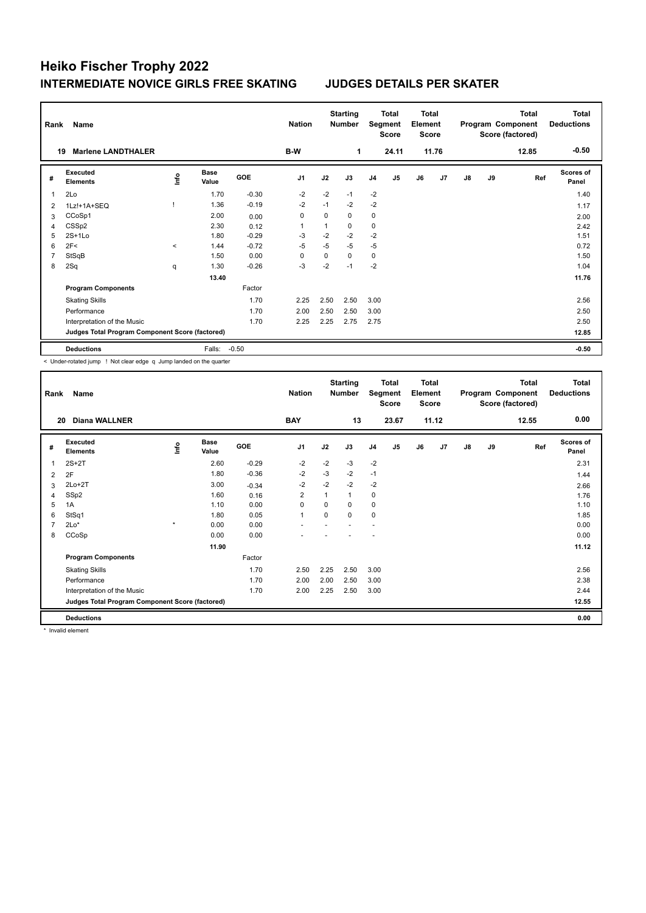# Heiko Fischer Trophy 2022

## INTERMEDIATE NOVICE GIRLS FREE SKATING — JUDGES DETAILS PER SKATER

| Rank | Name | Nation | Starting Number | Total Segment Score | Total Element Score | Total Program Component Score (factored) | Total Deductions |
|---|---|---|---|---|---|---|---|
| 19 | Marlene LANDTHALER | B-W | 1 | 24.11 | 11.76 | 12.85 | -0.50 |

| # | Executed Elements | Info | Base Value | GOE | J1 | J2 | J3 | J4 | J5 | J6 | J7 | J8 | J9 | Ref | Scores of Panel |
|---|---|---|---|---|---|---|---|---|---|---|---|---|---|---|---|
| 1 | 2Lo | | 1.70 | -0.30 | -2 | -2 | -1 | -2 | | | | | | | 1.40 |
| 2 | 1Lz!+1A+SEQ | ! | 1.36 | -0.19 | -2 | -1 | -2 | -2 | | | | | | | 1.17 |
| 3 | CCoSp1 | | 2.00 | 0.00 | 0 | 0 | 0 | 0 | | | | | | | 2.00 |
| 4 | CSSp2 | | 2.30 | 0.12 | 1 | 1 | 0 | 0 | | | | | | | 2.42 |
| 5 | 2S+1Lo | | 1.80 | -0.29 | -3 | -2 | -2 | -2 | | | | | | | 1.51 |
| 6 | 2F< | < | 1.44 | -0.72 | -5 | -5 | -5 | -5 | | | | | | | 0.72 |
| 7 | StSqB | | 1.50 | 0.00 | 0 | 0 | 0 | 0 | | | | | | | 1.50 |
| 8 | 2Sq | q | 1.30 | -0.26 | -3 | -2 | -1 | -2 | | | | | | | 1.04 |
| | | | 13.40 | | | | | | | | | | | | 11.76 |
| | **Program Components** | | | Factor | | | | | | | | | | | |
| | Skating Skills | | | 1.70 | 2.25 | 2.50 | 2.50 | 3.00 | | | | | | | 2.56 |
| | Performance | | | 1.70 | 2.00 | 2.50 | 2.50 | 3.00 | | | | | | | 2.50 |
| | Interpretation of the Music | | | 1.70 | 2.25 | 2.25 | 2.75 | 2.75 | | | | | | | 2.50 |
| | **Judges Total Program Component Score (factored)** | | | | | | | | | | | | | | 12.85 |
| | **Deductions** | | Falls: | -0.50 | | | | | | | | | | | -0.50 |

< Under-rotated jump ! Not clear edge q Jump landed on the quarter

| Rank | Name | Nation | Starting Number | Total Segment Score | Total Element Score | Total Program Component Score (factored) | Total Deductions |
|---|---|---|---|---|---|---|---|
| 20 | Diana WALLNER | BAY | 13 | 23.67 | 11.12 | 12.55 | 0.00 |

| # | Executed Elements | Info | Base Value | GOE | J1 | J2 | J3 | J4 | J5 | J6 | J7 | J8 | J9 | Ref | Scores of Panel |
|---|---|---|---|---|---|---|---|---|---|---|---|---|---|---|---|
| 1 | 2S+2T | | 2.60 | -0.29 | -2 | -2 | -3 | -2 | | | | | | | 2.31 |
| 2 | 2F | | 1.80 | -0.36 | -2 | -3 | -2 | -1 | | | | | | | 1.44 |
| 3 | 2Lo+2T | | 3.00 | -0.34 | -2 | -2 | -2 | -2 | | | | | | | 2.66 |
| 4 | SSp2 | | 1.60 | 0.16 | 2 | 1 | 1 | 0 | | | | | | | 1.76 |
| 5 | 1A | | 1.10 | 0.00 | 0 | 0 | 0 | 0 | | | | | | | 1.10 |
| 6 | StSq1 | | 1.80 | 0.05 | 1 | 0 | 0 | 0 | | | | | | | 1.85 |
| 7 | 2Lo* | * | 0.00 | 0.00 | - | - | - | - | | | | | | | 0.00 |
| 8 | CCoSp | | 0.00 | 0.00 | - | - | - | - | | | | | | | 0.00 |
| | | | 11.90 | | | | | | | | | | | | 11.12 |
| | **Program Components** | | | Factor | | | | | | | | | | | |
| | Skating Skills | | | 1.70 | 2.50 | 2.25 | 2.50 | 3.00 | | | | | | | 2.56 |
| | Performance | | | 1.70 | 2.00 | 2.00 | 2.50 | 3.00 | | | | | | | 2.38 |
| | Interpretation of the Music | | | 1.70 | 2.00 | 2.25 | 2.50 | 3.00 | | | | | | | 2.44 |
| | **Judges Total Program Component Score (factored)** | | | | | | | | | | | | | | 12.55 |
| | **Deductions** | | | | | | | | | | | | | | 0.00 |

* Invalid element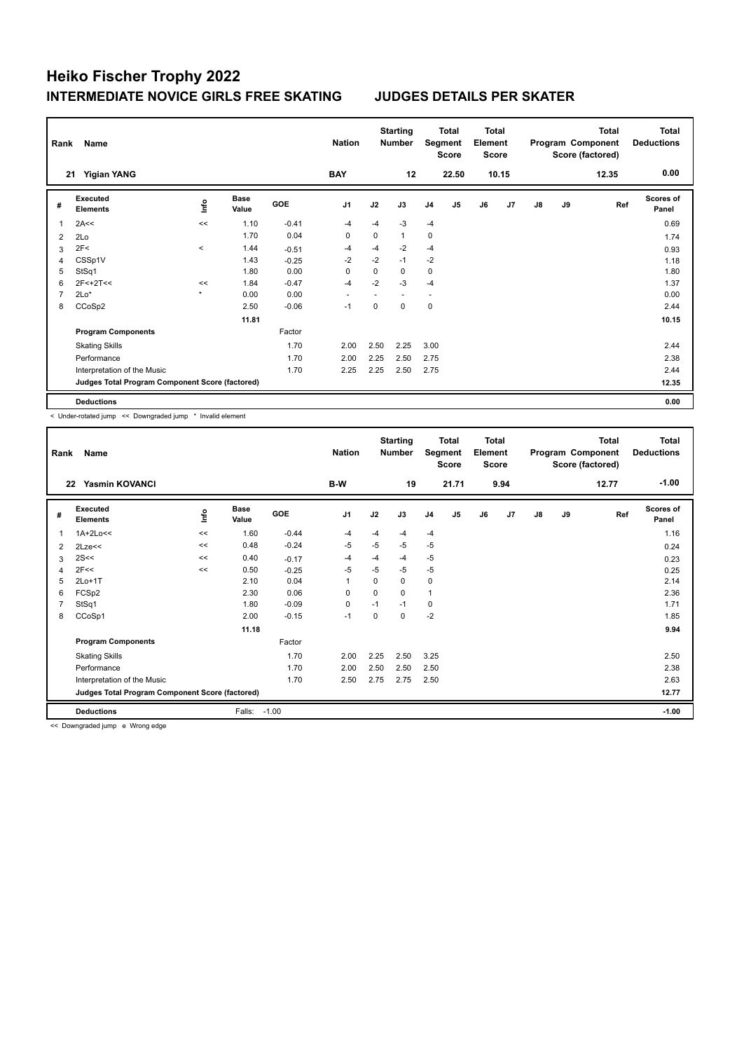# Heiko Fischer Trophy 2022

## INTERMEDIATE NOVICE GIRLS FREE SKATING — JUDGES DETAILS PER SKATER

| Rank | Name | Nation | Starting Number | Total Segment Score | Total Element Score | Total Program Component Score (factored) | Total Deductions |
|---|---|---|---|---|---|---|---|
| 21 | Yiqian YANG | BAY | 12 | 22.50 | 10.15 | 12.35 | 0.00 |

| # | Executed Elements | Info | Base Value | GOE | J1 | J2 | J3 | J4 | J5 | J6 | J7 | J8 | J9 | Ref | Scores of Panel |
|---|---|---|---|---|---|---|---|---|---|---|---|---|---|---|---|
| 1 | 2A<< | << | 1.10 | -0.41 | -4 | -4 | -3 | -4 | | | | | | | 0.69 |
| 2 | 2Lo | | 1.70 | 0.04 | 0 | 0 | 1 | 0 | | | | | | | 1.74 |
| 3 | 2F< | < | 1.44 | -0.51 | -4 | -4 | -2 | -4 | | | | | | | 0.93 |
| 4 | CSSp1V | | 1.43 | -0.25 | -2 | -2 | -1 | -2 | | | | | | | 1.18 |
| 5 | StSq1 | | 1.80 | 0.00 | 0 | 0 | 0 | 0 | | | | | | | 1.80 |
| 6 | 2F<+2T<< | << | 1.84 | -0.47 | -4 | -2 | -3 | -4 | | | | | | | 1.37 |
| 7 | 2Lo* | * | 0.00 | 0.00 | - | - | - | - | | | | | | | 0.00 |
| 8 | CCoSp2 | | 2.50 | -0.06 | -1 | 0 | 0 | 0 | | | | | | | 2.44 |
| | | | 11.81 | | | | | | | | | | | | 10.15 |
| | **Program Components** | | | Factor | | | | | | | | | | | |
| | Skating Skills | | | 1.70 | 2.00 | 2.50 | 2.25 | 3.00 | | | | | | | 2.44 |
| | Performance | | | 1.70 | 2.00 | 2.25 | 2.50 | 2.75 | | | | | | | 2.38 |
| | Interpretation of the Music | | | 1.70 | 2.25 | 2.25 | 2.50 | 2.75 | | | | | | | 2.44 |
| | **Judges Total Program Component Score (factored)** | | | | | | | | | | | | | | 12.35 |
| | **Deductions** | | | | | | | | | | | | | | 0.00 |

< Under-rotated jump << Downgraded jump * Invalid element

| Rank | Name | Nation | Starting Number | Total Segment Score | Total Element Score | Total Program Component Score (factored) | Total Deductions |
|---|---|---|---|---|---|---|---|
| 22 | Yasmin KOVANCI | B-W | 19 | 21.71 | 9.94 | 12.77 | -1.00 |

| # | Executed Elements | Info | Base Value | GOE | J1 | J2 | J3 | J4 | J5 | J6 | J7 | J8 | J9 | Ref | Scores of Panel |
|---|---|---|---|---|---|---|---|---|---|---|---|---|---|---|---|
| 1 | 1A+2Lo<< | << | 1.60 | -0.44 | -4 | -4 | -4 | -4 | | | | | | | 1.16 |
| 2 | 2Lze<< | << | 0.48 | -0.24 | -5 | -5 | -5 | -5 | | | | | | | 0.24 |
| 3 | 2S<< | << | 0.40 | -0.17 | -4 | -4 | -4 | -5 | | | | | | | 0.23 |
| 4 | 2F<< | << | 0.50 | -0.25 | -5 | -5 | -5 | -5 | | | | | | | 0.25 |
| 5 | 2Lo+1T | | 2.10 | 0.04 | 1 | 0 | 0 | 0 | | | | | | | 2.14 |
| 6 | FCSp2 | | 2.30 | 0.06 | 0 | 0 | 0 | 1 | | | | | | | 2.36 |
| 7 | StSq1 | | 1.80 | -0.09 | 0 | -1 | -1 | 0 | | | | | | | 1.71 |
| 8 | CCoSp1 | | 2.00 | -0.15 | -1 | 0 | 0 | -2 | | | | | | | 1.85 |
| | | | 11.18 | | | | | | | | | | | | 9.94 |
| | **Program Components** | | | Factor | | | | | | | | | | | |
| | Skating Skills | | | 1.70 | 2.00 | 2.25 | 2.50 | 3.25 | | | | | | | 2.50 |
| | Performance | | | 1.70 | 2.00 | 2.50 | 2.50 | 2.50 | | | | | | | 2.38 |
| | Interpretation of the Music | | | 1.70 | 2.50 | 2.75 | 2.75 | 2.50 | | | | | | | 2.63 |
| | **Judges Total Program Component Score (factored)** | | | | | | | | | | | | | | 12.77 |
| | **Deductions** | | Falls: -1.00 | | | | | | | | | | | | -1.00 |

<< Downgraded jump e Wrong edge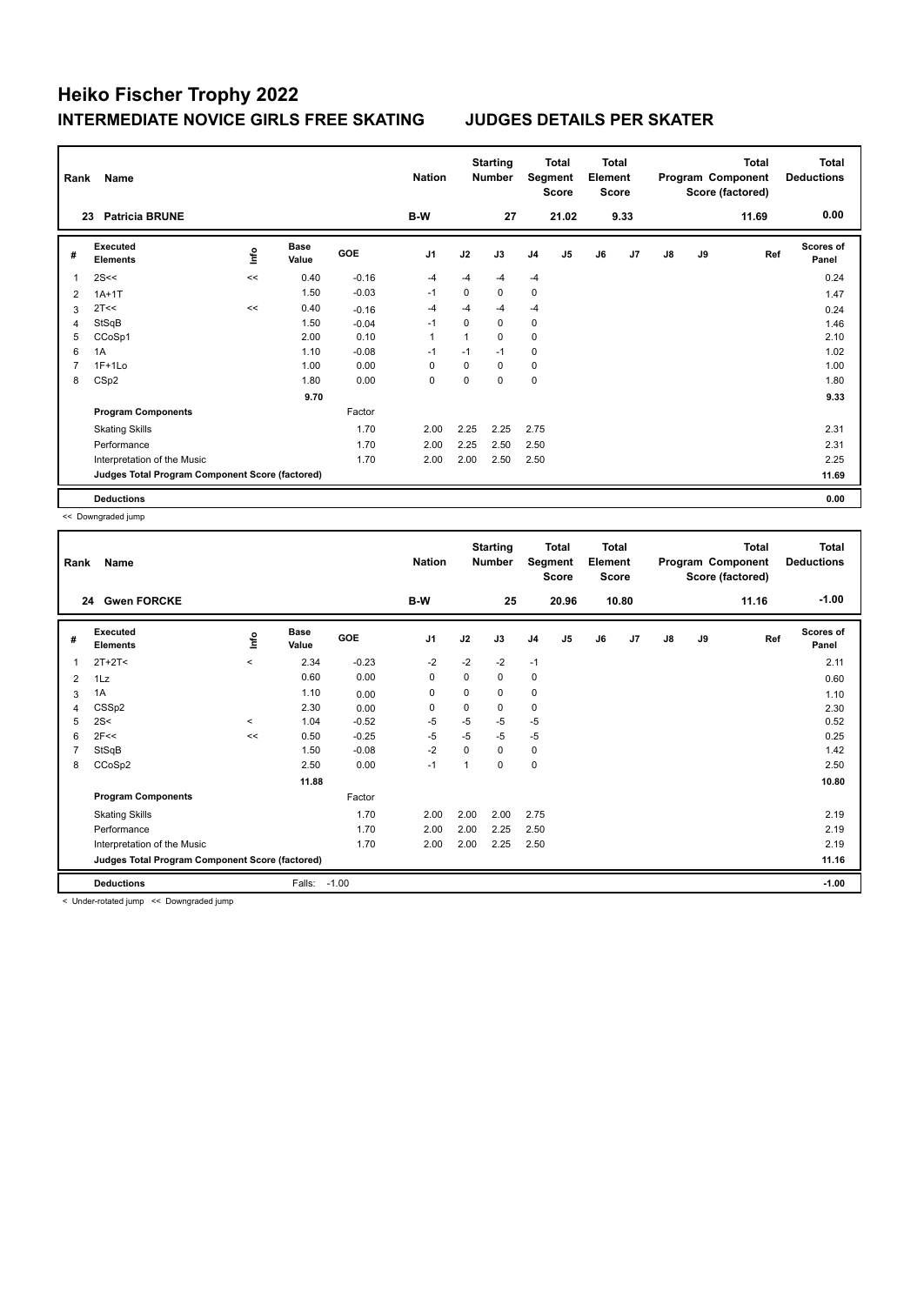# Heiko Fischer Trophy 2022

## INTERMEDIATE NOVICE GIRLS FREE SKATING — JUDGES DETAILS PER SKATER

| Rank | Name | Nation | Starting Number | Total Segment Score | Total Element Score | Total Program Component Score (factored) | Total Deductions |
|---|---|---|---|---|---|---|---|
| 23 | Patricia BRUNE | B-W | 27 | 21.02 | 9.33 | 11.69 | 0.00 |

| # | Executed Elements | Info | Base Value | GOE | J1 | J2 | J3 | J4 | J5 | J6 | J7 | J8 | J9 | Ref | Scores of Panel |
|---|---|---|---|---|---|---|---|---|---|---|---|---|---|---|---|
| 1 | 2S<< | << | 0.40 | -0.16 | -4 | -4 | -4 | -4 | | | | | | | 0.24 |
| 2 | 1A+1T | | 1.50 | -0.03 | -1 | 0 | 0 | 0 | | | | | | | 1.47 |
| 3 | 2T<< | << | 0.40 | -0.16 | -4 | -4 | -4 | -4 | | | | | | | 0.24 |
| 4 | StSqB | | 1.50 | -0.04 | -1 | 0 | 0 | 0 | | | | | | | 1.46 |
| 5 | CCoSp1 | | 2.00 | 0.10 | 1 | 1 | 0 | 0 | | | | | | | 2.10 |
| 6 | 1A | | 1.10 | -0.08 | -1 | -1 | -1 | 0 | | | | | | | 1.02 |
| 7 | 1F+1Lo | | 1.00 | 0.00 | 0 | 0 | 0 | 0 | | | | | | | 1.00 |
| 8 | CSp2 | | 1.80 | 0.00 | 0 | 0 | 0 | 0 | | | | | | | 1.80 |
| | | | 9.70 | | | | | | | | | | | | 9.33 |
| | **Program Components** | | | Factor | | | | | | | | | | | |
| | Skating Skills | | | 1.70 | 2.00 | 2.25 | 2.25 | 2.75 | | | | | | | 2.31 |
| | Performance | | | 1.70 | 2.00 | 2.25 | 2.50 | 2.50 | | | | | | | 2.31 |
| | Interpretation of the Music | | | 1.70 | 2.00 | 2.00 | 2.50 | 2.50 | | | | | | | 2.25 |
| | **Judges Total Program Component Score (factored)** | | | | | | | | | | | | | | 11.69 |
| | **Deductions** | | | | | | | | | | | | | | 0.00 |

<< Downgraded jump

| Rank | Name | Nation | Starting Number | Total Segment Score | Total Element Score | Total Program Component Score (factored) | Total Deductions |
|---|---|---|---|---|---|---|---|
| 24 | Gwen FORCKE | B-W | 25 | 20.96 | 10.80 | 11.16 | -1.00 |

| # | Executed Elements | Info | Base Value | GOE | J1 | J2 | J3 | J4 | J5 | J6 | J7 | J8 | J9 | Ref | Scores of Panel |
|---|---|---|---|---|---|---|---|---|---|---|---|---|---|---|---|
| 1 | 2T+2T< | < | 2.34 | -0.23 | -2 | -2 | -2 | -1 | | | | | | | 2.11 |
| 2 | 1Lz | | 0.60 | 0.00 | 0 | 0 | 0 | 0 | | | | | | | 0.60 |
| 3 | 1A | | 1.10 | 0.00 | 0 | 0 | 0 | 0 | | | | | | | 1.10 |
| 4 | CSSp2 | | 2.30 | 0.00 | 0 | 0 | 0 | 0 | | | | | | | 2.30 |
| 5 | 2S< | < | 1.04 | -0.52 | -5 | -5 | -5 | -5 | | | | | | | 0.52 |
| 6 | 2F<< | << | 0.50 | -0.25 | -5 | -5 | -5 | -5 | | | | | | | 0.25 |
| 7 | StSqB | | 1.50 | -0.08 | -2 | 0 | 0 | 0 | | | | | | | 1.42 |
| 8 | CCoSp2 | | 2.50 | 0.00 | -1 | 1 | 0 | 0 | | | | | | | 2.50 |
| | | | 11.88 | | | | | | | | | | | | 10.80 |
| | **Program Components** | | | Factor | | | | | | | | | | | |
| | Skating Skills | | | 1.70 | 2.00 | 2.00 | 2.00 | 2.75 | | | | | | | 2.19 |
| | Performance | | | 1.70 | 2.00 | 2.00 | 2.25 | 2.50 | | | | | | | 2.19 |
| | Interpretation of the Music | | | 1.70 | 2.00 | 2.00 | 2.25 | 2.50 | | | | | | | 2.19 |
| | **Judges Total Program Component Score (factored)** | | | | | | | | | | | | | | 11.16 |
| | **Deductions** | | Falls: | -1.00 | | | | | | | | | | | -1.00 |

< Under-rotated jump << Downgraded jump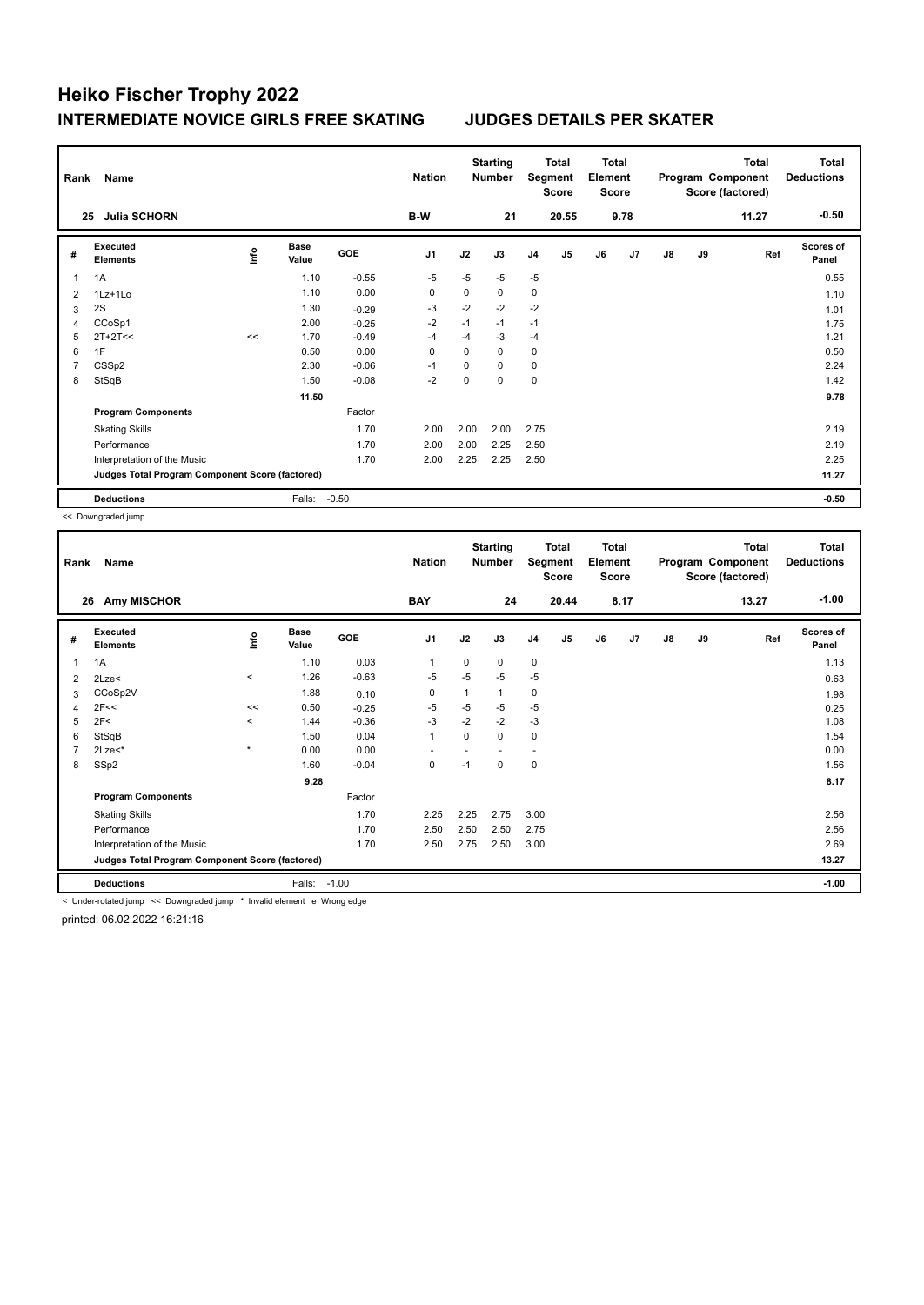# Heiko Fischer Trophy 2022

## INTERMEDIATE NOVICE GIRLS FREE SKATING — JUDGES DETAILS PER SKATER

| Rank | Name | Nation | Starting Number | Total Segment Score | Total Element Score | Total Program Component Score (factored) | Total Deductions |
|---|---|---|---|---|---|---|---|
| 25 | Julia SCHORN | B-W | 21 | 20.55 | 9.78 | 11.27 | -0.50 |

| # | Executed Elements | Info | Base Value | GOE | J1 | J2 | J3 | J4 | J5 | J6 | J7 | J8 | J9 | Ref | Scores of Panel |
|---|---|---|---|---|---|---|---|---|---|---|---|---|---|---|---|
| 1 | 1A | | 1.10 | -0.55 | -5 | -5 | -5 | -5 | | | | | | | 0.55 |
| 2 | 1Lz+1Lo | | 1.10 | 0.00 | 0 | 0 | 0 | 0 | | | | | | | 1.10 |
| 3 | 2S | | 1.30 | -0.29 | -3 | -2 | -2 | -2 | | | | | | | 1.01 |
| 4 | CCoSp1 | | 2.00 | -0.25 | -2 | -1 | -1 | -1 | | | | | | | 1.75 |
| 5 | 2T+2T<< | << | 1.70 | -0.49 | -4 | -4 | -3 | -4 | | | | | | | 1.21 |
| 6 | 1F | | 0.50 | 0.00 | 0 | 0 | 0 | 0 | | | | | | | 0.50 |
| 7 | CSSp2 | | 2.30 | -0.06 | -1 | 0 | 0 | 0 | | | | | | | 2.24 |
| 8 | StSqB | | 1.50 | -0.08 | -2 | 0 | 0 | 0 | | | | | | | 1.42 |
| | | | 11.50 | | | | | | | | | | | | 9.78 |
| | **Program Components** | | | Factor | | | | | | | | | | | |
| | Skating Skills | | | 1.70 | 2.00 | 2.00 | 2.00 | 2.75 | | | | | | | 2.19 |
| | Performance | | | 1.70 | 2.00 | 2.00 | 2.25 | 2.50 | | | | | | | 2.19 |
| | Interpretation of the Music | | | 1.70 | 2.00 | 2.25 | 2.25 | 2.50 | | | | | | | 2.25 |
| | **Judges Total Program Component Score (factored)** | | | | | | | | | | | | | | 11.27 |
| | **Deductions** | | Falls: | -0.50 | | | | | | | | | | | -0.50 |

<< Downgraded jump

| Rank | Name | Nation | Starting Number | Total Segment Score | Total Element Score | Total Program Component Score (factored) | Total Deductions |
|---|---|---|---|---|---|---|---|
| 26 | Amy MISCHOR | BAY | 24 | 20.44 | 8.17 | 13.27 | -1.00 |

| # | Executed Elements | Info | Base Value | GOE | J1 | J2 | J3 | J4 | J5 | J6 | J7 | J8 | J9 | Ref | Scores of Panel |
|---|---|---|---|---|---|---|---|---|---|---|---|---|---|---|---|
| 1 | 1A | | 1.10 | 0.03 | 1 | 0 | 0 | 0 | | | | | | | 1.13 |
| 2 | 2Lze< | < | 1.26 | -0.63 | -5 | -5 | -5 | -5 | | | | | | | 0.63 |
| 3 | CCoSp2V | | 1.88 | 0.10 | 0 | 1 | 1 | 0 | | | | | | | 1.98 |
| 4 | 2F<< | << | 0.50 | -0.25 | -5 | -5 | -5 | -5 | | | | | | | 0.25 |
| 5 | 2F< | < | 1.44 | -0.36 | -3 | -2 | -2 | -3 | | | | | | | 1.08 |
| 6 | StSqB | | 1.50 | 0.04 | 1 | 0 | 0 | 0 | | | | | | | 1.54 |
| 7 | 2Lze<* | * | 0.00 | 0.00 | - | - | - | - | | | | | | | 0.00 |
| 8 | SSp2 | | 1.60 | -0.04 | 0 | -1 | 0 | 0 | | | | | | | 1.56 |
| | | | 9.28 | | | | | | | | | | | | 8.17 |
| | **Program Components** | | | Factor | | | | | | | | | | | |
| | Skating Skills | | | 1.70 | 2.25 | 2.25 | 2.75 | 3.00 | | | | | | | 2.56 |
| | Performance | | | 1.70 | 2.50 | 2.50 | 2.50 | 2.75 | | | | | | | 2.56 |
| | Interpretation of the Music | | | 1.70 | 2.50 | 2.75 | 2.50 | 3.00 | | | | | | | 2.69 |
| | **Judges Total Program Component Score (factored)** | | | | | | | | | | | | | | 13.27 |
| | **Deductions** | | Falls: | -1.00 | | | | | | | | | | | -1.00 |

< Under-rotated jump << Downgraded jump * Invalid element e Wrong edge

printed: 06.02.2022 16:21:16